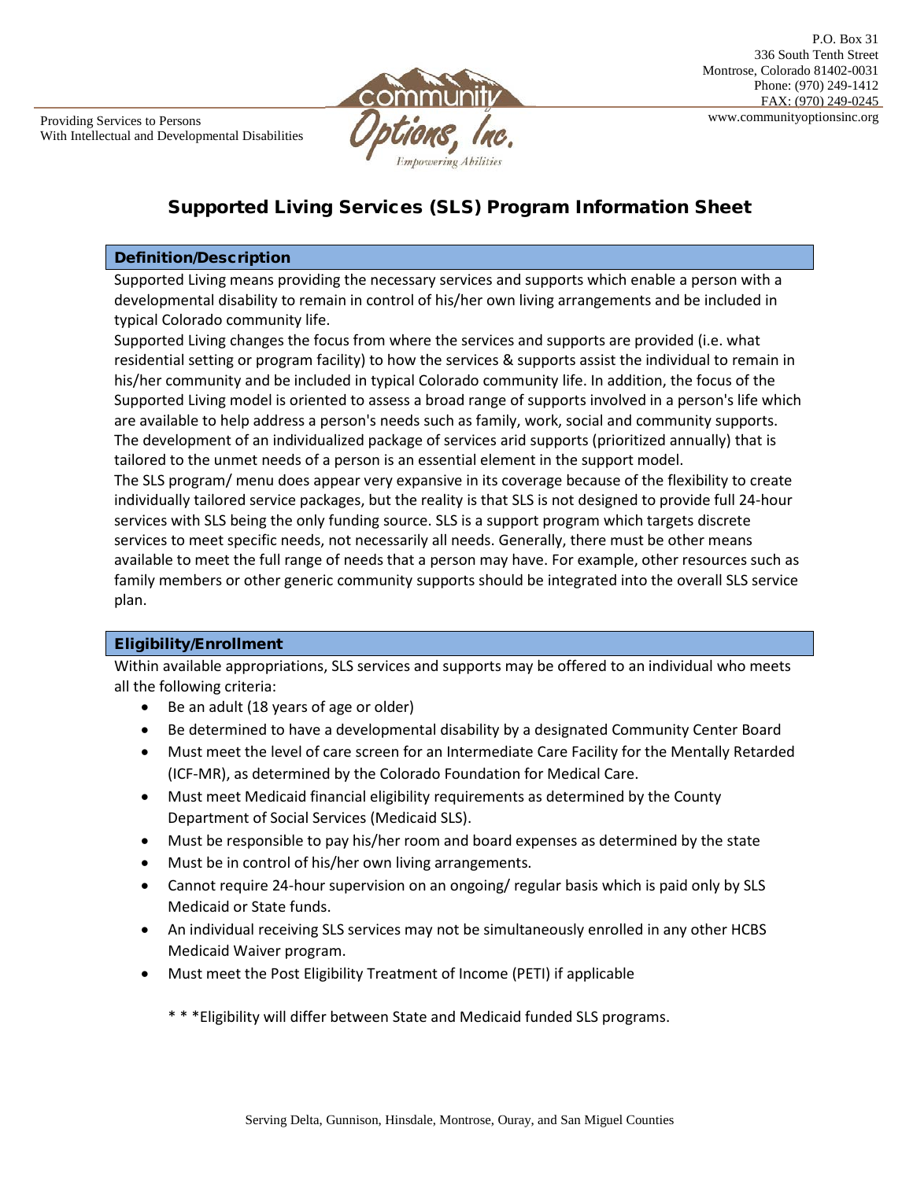P.O. Box 31
336 South Tenth Street
Montrose, Colorado 81402-0031
Phone: (970) 249-1412
FAX: (970) 249-0245
www.communityoptionsinc.org

Providing Services to Persons
With Intellectual and Developmental Disabilities

Community Options, Inc.
*Empowering Abilities*

# Supported Living Services (SLS) Program Information Sheet

## Definition/Description

Supported Living means providing the necessary services and supports which enable a person with a developmental disability to remain in control of his/her own living arrangements and be included in typical Colorado community life.

Supported Living changes the focus from where the services and supports are provided (i.e. what residential setting or program facility) to how the services & supports assist the individual to remain in his/her community and be included in typical Colorado community life. In addition, the focus of the Supported Living model is oriented to assess a broad range of supports involved in a person's life which are available to help address a person's needs such as family, work, social and community supports. The development of an individualized package of services arid supports (prioritized annually) that is tailored to the unmet needs of a person is an essential element in the support model.

The SLS program/ menu does appear very expansive in its coverage because of the flexibility to create individually tailored service packages, but the reality is that SLS is not designed to provide full 24-hour services with SLS being the only funding source. SLS is a support program which targets discrete services to meet specific needs, not necessarily all needs. Generally, there must be other means available to meet the full range of needs that a person may have. For example, other resources such as family members or other generic community supports should be integrated into the overall SLS service plan.

## Eligibility/Enrollment

Within available appropriations, SLS services and supports may be offered to an individual who meets all the following criteria:

- Be an adult (18 years of age or older)
- Be determined to have a developmental disability by a designated Community Center Board
- Must meet the level of care screen for an Intermediate Care Facility for the Mentally Retarded (ICF-MR), as determined by the Colorado Foundation for Medical Care.
- Must meet Medicaid financial eligibility requirements as determined by the County Department of Social Services (Medicaid SLS).
- Must be responsible to pay his/her room and board expenses as determined by the state
- Must be in control of his/her own living arrangements.
- Cannot require 24-hour supervision on an ongoing/ regular basis which is paid only by SLS Medicaid or State funds.
- An individual receiving SLS services may not be simultaneously enrolled in any other HCBS Medicaid Waiver program.
- Must meet the Post Eligibility Treatment of Income (PETI) if applicable

* * *Eligibility will differ between State and Medicaid funded SLS programs.

Serving Delta, Gunnison, Hinsdale, Montrose, Ouray, and San Miguel Counties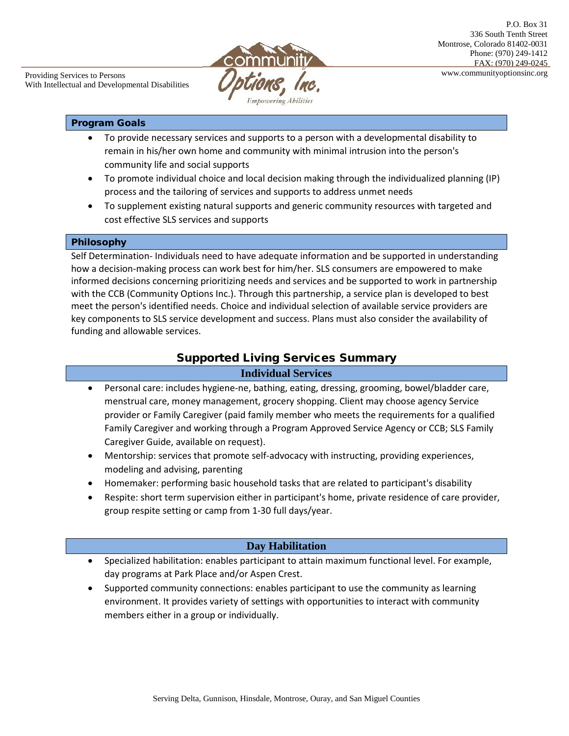Providing Services to Persons
With Intellectual and Developmental Disabilities

Community Options, Inc.
*Empowering Abilities*

P.O. Box 31
336 South Tenth Street
Montrose, Colorado 81402-0031
Phone: (970) 249-1412
FAX: (970) 249-0245
www.communityoptionsinc.org

## Program Goals

- To provide necessary services and supports to a person with a developmental disability to remain in his/her own home and community with minimal intrusion into the person's community life and social supports
- To promote individual choice and local decision making through the individualized planning (IP) process and the tailoring of services and supports to address unmet needs
- To supplement existing natural supports and generic community resources with targeted and cost effective SLS services and supports

## Philosophy

Self Determination- Individuals need to have adequate information and be supported in understanding how a decision-making process can work best for him/her. SLS consumers are empowered to make informed decisions concerning prioritizing needs and services and be supported to work in partnership with the CCB (Community Options Inc.). Through this partnership, a service plan is developed to best meet the person's identified needs. Choice and individual selection of available service providers are key components to SLS service development and success. Plans must also consider the availability of funding and allowable services.

# Supported Living Services Summary

## Individual Services

- Personal care: includes hygiene-ne, bathing, eating, dressing, grooming, bowel/bladder care, menstrual care, money management, grocery shopping. Client may choose agency Service provider or Family Caregiver (paid family member who meets the requirements for a qualified Family Caregiver and working through a Program Approved Service Agency or CCB; SLS Family Caregiver Guide, available on request).
- Mentorship: services that promote self-advocacy with instructing, providing experiences, modeling and advising, parenting
- Homemaker: performing basic household tasks that are related to participant's disability
- Respite: short term supervision either in participant's home, private residence of care provider, group respite setting or camp from 1-30 full days/year.

## Day Habilitation

- Specialized habilitation: enables participant to attain maximum functional level. For example, day programs at Park Place and/or Aspen Crest.
- Supported community connections: enables participant to use the community as learning environment. It provides variety of settings with opportunities to interact with community members either in a group or individually.

Serving Delta, Gunnison, Hinsdale, Montrose, Ouray, and San Miguel Counties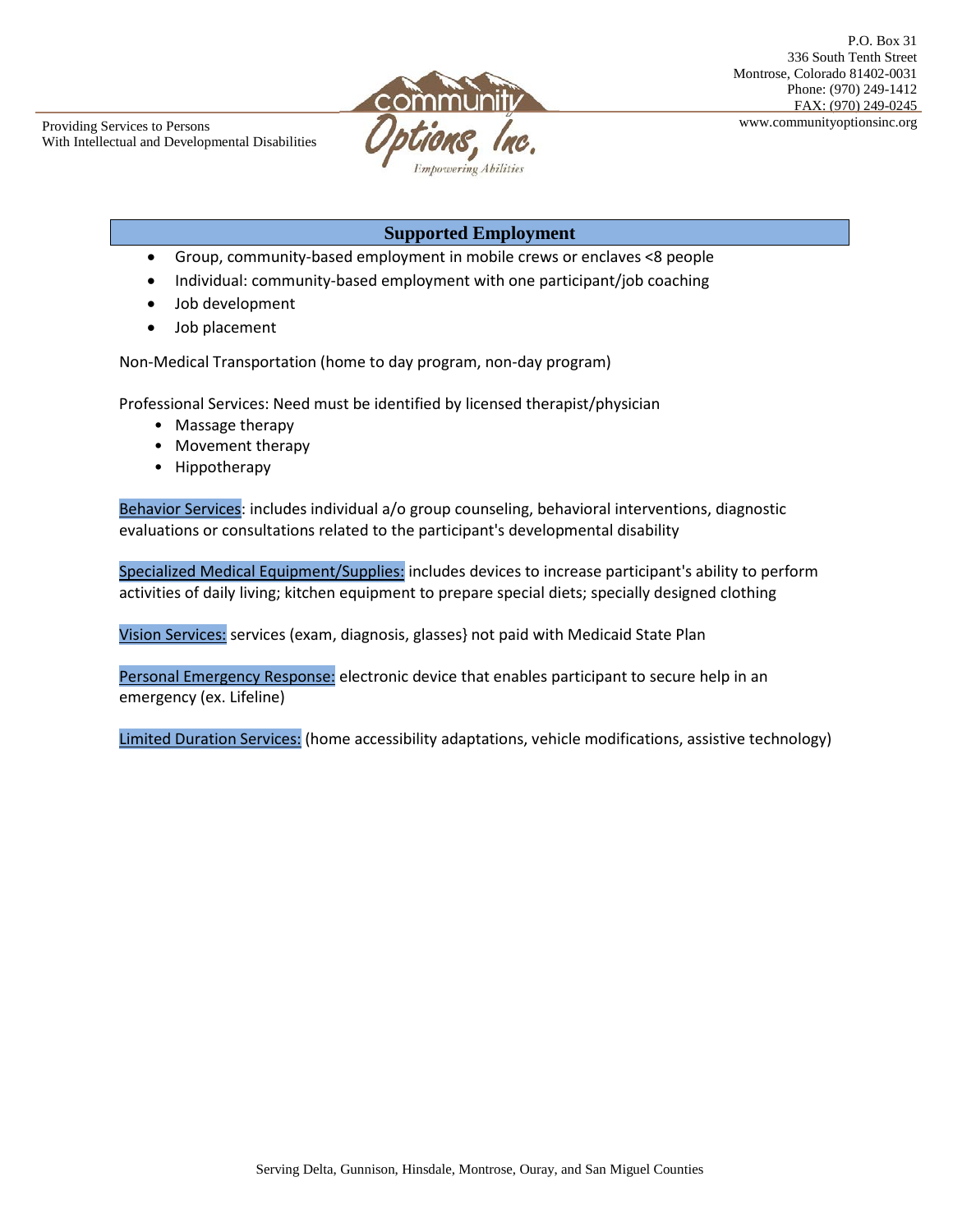## Supported Employment

- Group, community-based employment in mobile crews or enclaves <8 people
- Individual: community-based employment with one participant/job coaching
- Job development
- Job placement

Non-Medical Transportation (home to day program, non-day program)

Professional Services: Need must be identified by licensed therapist/physician

- Massage therapy
- Movement therapy
- Hippotherapy

Behavior Services: includes individual a/o group counseling, behavioral interventions, diagnostic evaluations or consultations related to the participant's developmental disability

Specialized Medical Equipment/Supplies: includes devices to increase participant's ability to perform activities of daily living; kitchen equipment to prepare special diets; specially designed clothing

Vision Services: services (exam, diagnosis, glasses} not paid with Medicaid State Plan

Personal Emergency Response: electronic device that enables participant to secure help in an emergency (ex. Lifeline)

Limited Duration Services: (home accessibility adaptations, vehicle modifications, assistive technology)